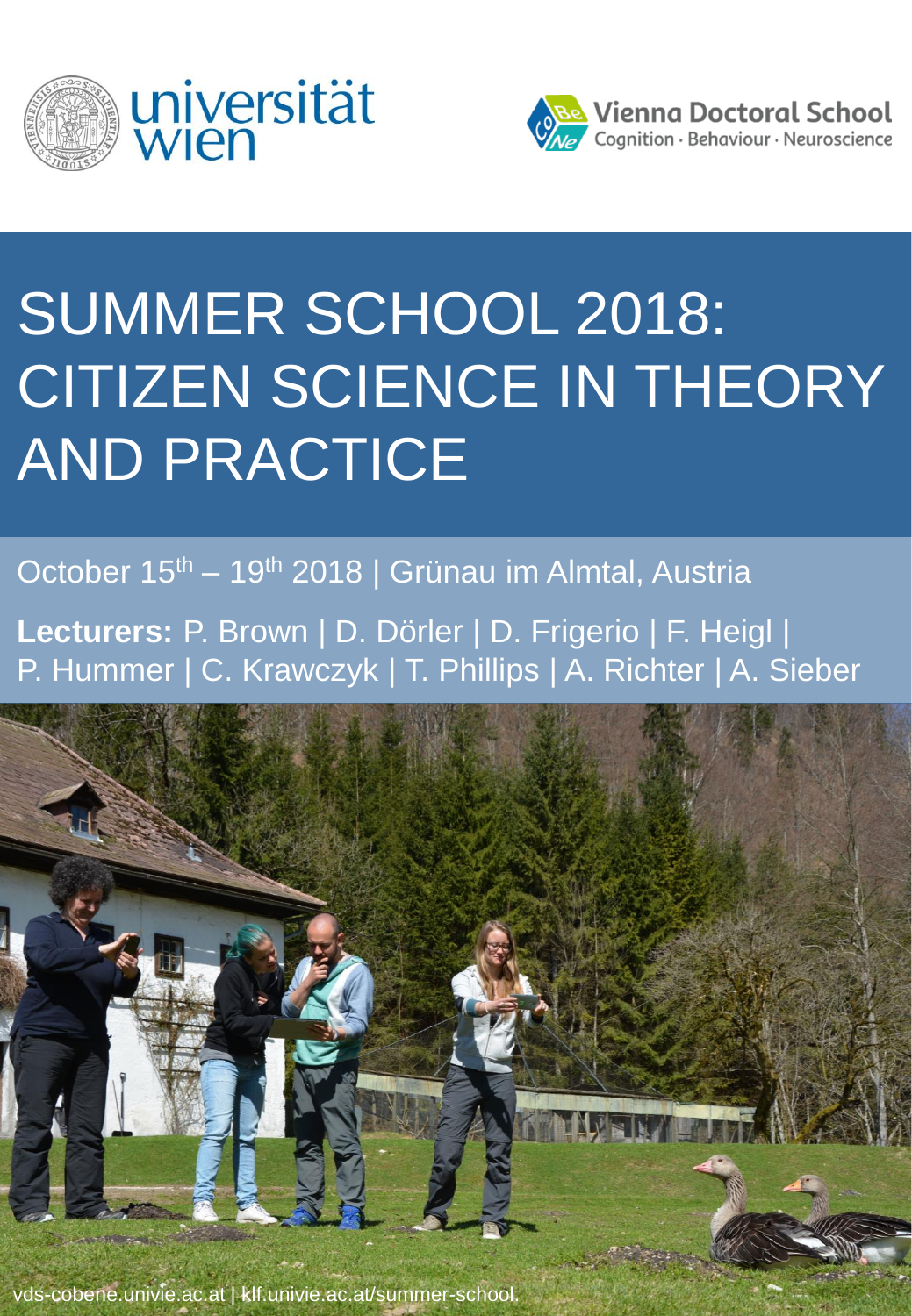universität wien

Vienna Doctoral School Cognition · Behaviour · Neuroscience

# SUMMER SCHOOL 2018: CITIZEN SCIENCE IN THEORY AND PRACTICE

October 15th – 19th 2018 | Grünau im Almtal, Austria

**Lecturers:** P. Brown | D. Dörler | D. Frigerio | F. Heigl | P. Hummer | C. Krawczyk | T. Phillips | A. Richter | A. Sieber

vds-cobene.univie.ac.at | klf.univie.ac.at/summer-school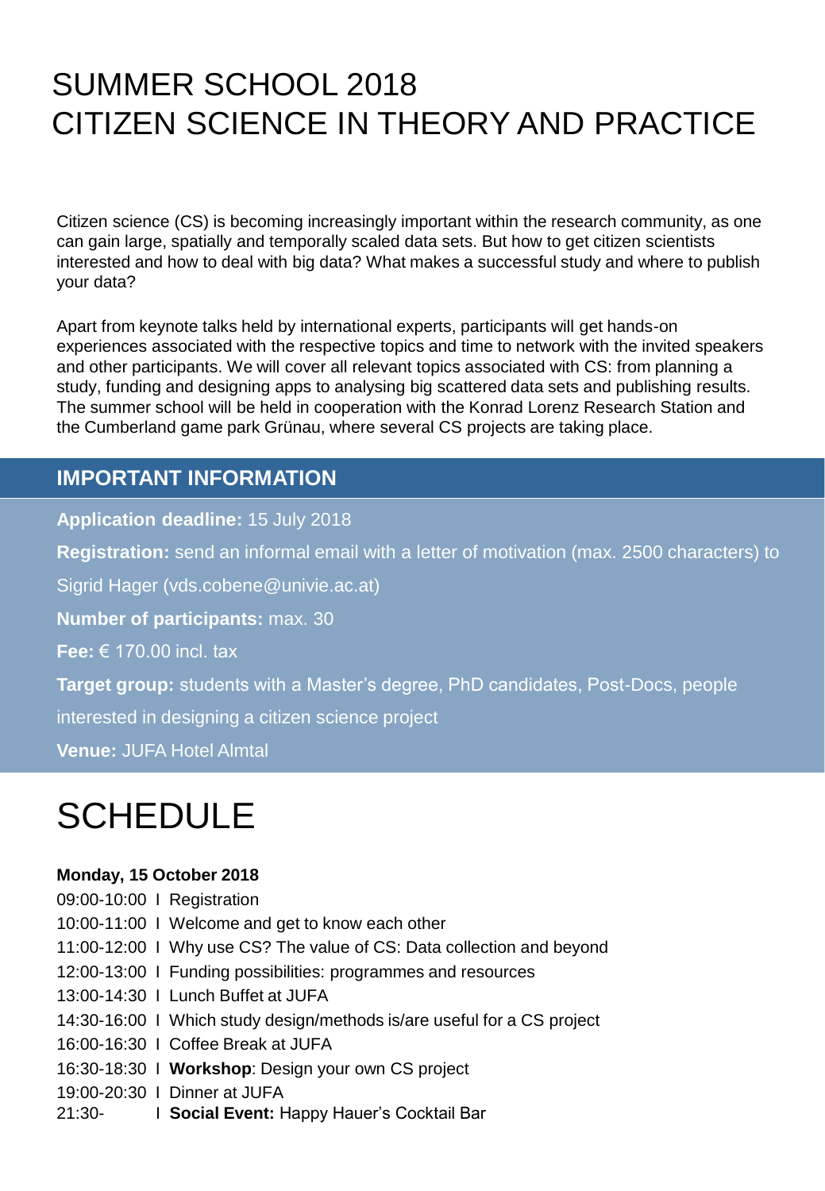# SUMMER SCHOOL 2018
# CITIZEN SCIENCE IN THEORY AND PRACTICE

Citizen science (CS) is becoming increasingly important within the research community, as one can gain large, spatially and temporally scaled data sets. But how to get citizen scientists interested and how to deal with big data? What makes a successful study and where to publish your data?

Apart from keynote talks held by international experts, participants will get hands-on experiences associated with the respective topics and time to network with the invited speakers and other participants. We will cover all relevant topics associated with CS: from planning a study, funding and designing apps to analysing big scattered data sets and publishing results. The summer school will be held in cooperation with the Konrad Lorenz Research Station and the Cumberland game park Grünau, where several CS projects are taking place.

## IMPORTANT INFORMATION

**Application deadline:** 15 July 2018

**Registration:** send an informal email with a letter of motivation (max. 2500 characters) to Sigrid Hager (vds.cobene@univie.ac.at)

**Number of participants:** max. 30

**Fee:** € 170.00 incl. tax

**Target group:** students with a Master's degree, PhD candidates, Post-Docs, people interested in designing a citizen science project

**Venue:** JUFA Hotel Almtal

# SCHEDULE

**Monday, 15 October 2018**

09:00-10:00 I Registration
10:00-11:00 I Welcome and get to know each other
11:00-12:00 I Why use CS? The value of CS: Data collection and beyond
12:00-13:00 I Funding possibilities: programmes and resources
13:00-14:30 I Lunch Buffet at JUFA
14:30-16:00 I Which study design/methods is/are useful for a CS project
16:00-16:30 I Coffee Break at JUFA
16:30-18:30 I **Workshop**: Design your own CS project
19:00-20:30 I Dinner at JUFA
21:30- I **Social Event:** Happy Hauer's Cocktail Bar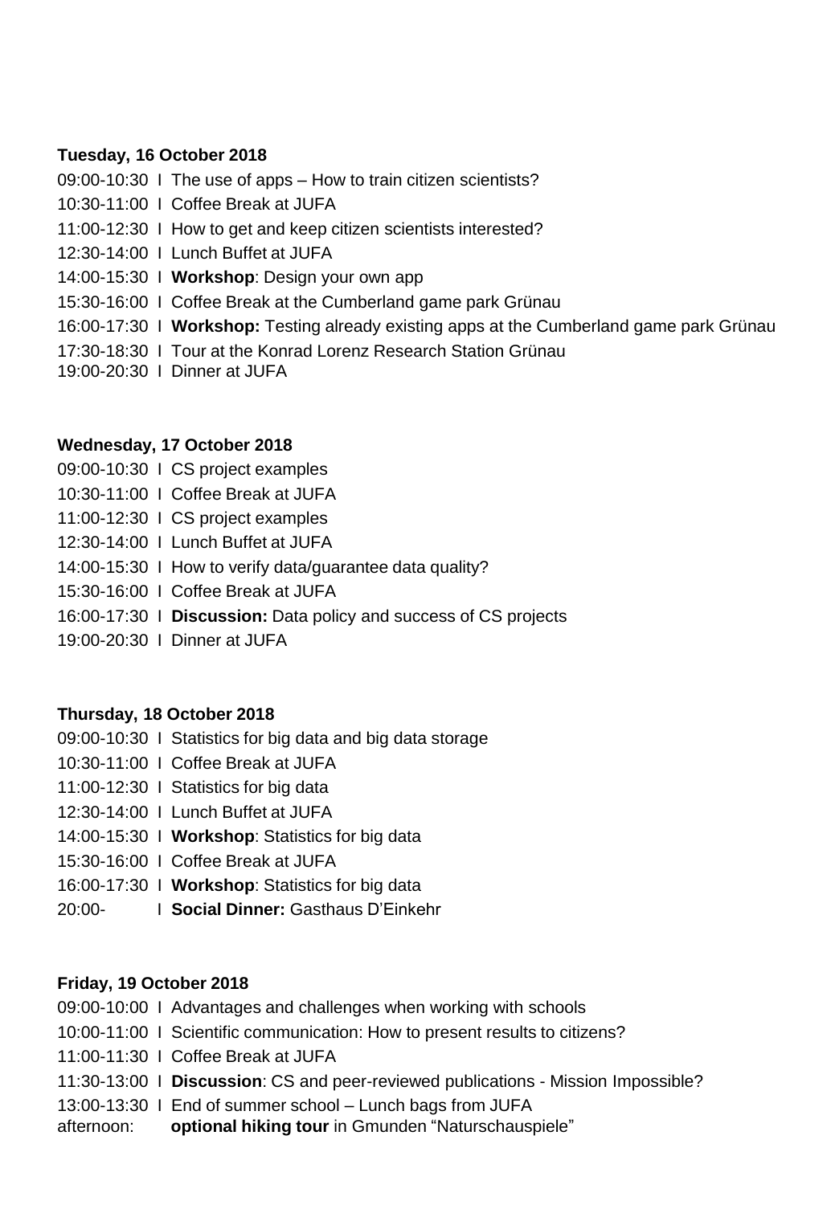**Tuesday, 16 October 2018**

09:00-10:30 I The use of apps – How to train citizen scientists?

10:30-11:00 I Coffee Break at JUFA

11:00-12:30 I How to get and keep citizen scientists interested?

12:30-14:00 I Lunch Buffet at JUFA

14:00-15:30 I **Workshop**: Design your own app

15:30-16:00 I Coffee Break at the Cumberland game park Grünau

16:00-17:30 I **Workshop:** Testing already existing apps at the Cumberland game park Grünau

17:30-18:30 I Tour at the Konrad Lorenz Research Station Grünau

19:00-20:30 I Dinner at JUFA

**Wednesday, 17 October 2018**

09:00-10:30 I CS project examples

10:30-11:00 I Coffee Break at JUFA

11:00-12:30 I CS project examples

12:30-14:00 I Lunch Buffet at JUFA

14:00-15:30 I How to verify data/guarantee data quality?

15:30-16:00 I Coffee Break at JUFA

16:00-17:30 I **Discussion:** Data policy and success of CS projects

19:00-20:30 I Dinner at JUFA

**Thursday, 18 October 2018**

09:00-10:30 I Statistics for big data and big data storage

10:30-11:00 I Coffee Break at JUFA

11:00-12:30 I Statistics for big data

12:30-14:00 I Lunch Buffet at JUFA

14:00-15:30 I **Workshop**: Statistics for big data

15:30-16:00 I Coffee Break at JUFA

16:00-17:30 I **Workshop**: Statistics for big data

20:00- I **Social Dinner:** Gasthaus D'Einkehr

**Friday, 19 October 2018**

09:00-10:00 I Advantages and challenges when working with schools

10:00-11:00 I Scientific communication: How to present results to citizens?

11:00-11:30 I Coffee Break at JUFA

11:30-13:00 I **Discussion**: CS and peer-reviewed publications - Mission Impossible?

13:00-13:30 I End of summer school – Lunch bags from JUFA

afternoon: **optional hiking tour** in Gmunden "Naturschauspiele"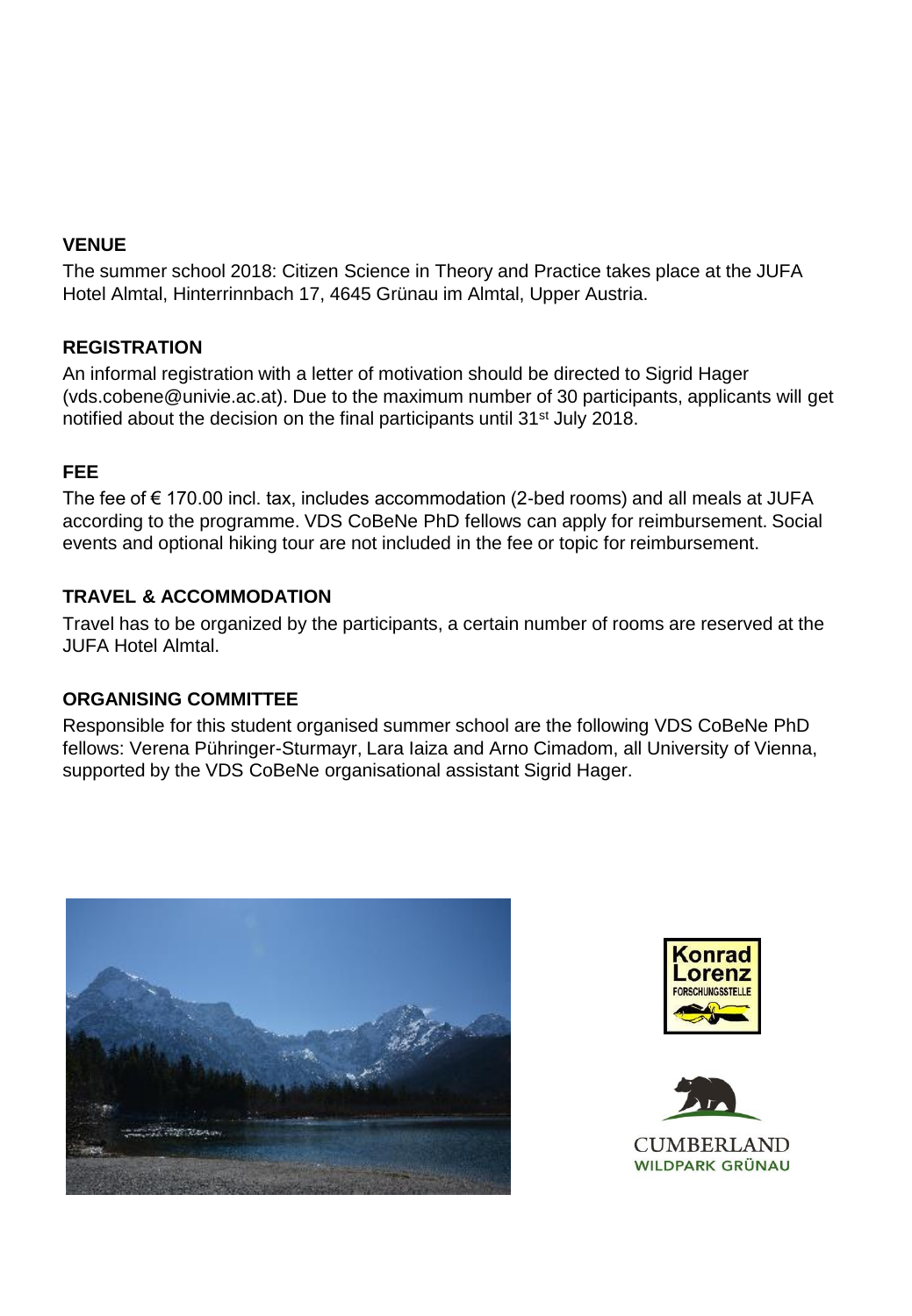## VENUE

The summer school 2018: Citizen Science in Theory and Practice takes place at the JUFA Hotel Almtal, Hinterrinnbach 17, 4645 Grünau im Almtal, Upper Austria.

## REGISTRATION

An informal registration with a letter of motivation should be directed to Sigrid Hager (vds.cobene@univie.ac.at). Due to the maximum number of 30 participants, applicants will get notified about the decision on the final participants until 31st July 2018.

## FEE

The fee of € 170.00 incl. tax, includes accommodation (2-bed rooms) and all meals at JUFA according to the programme. VDS CoBeNe PhD fellows can apply for reimbursement. Social events and optional hiking tour are not included in the fee or topic for reimbursement.

## TRAVEL & ACCOMMODATION

Travel has to be organized by the participants, a certain number of rooms are reserved at the JUFA Hotel Almtal.

## ORGANISING COMMITTEE

Responsible for this student organised summer school are the following VDS CoBeNe PhD fellows: Verena Pühringer-Sturmayr, Lara Iaiza and Arno Cimadom, all University of Vienna, supported by the VDS CoBeNe organisational assistant Sigrid Hager.

Konrad Lorenz FORSCHUNGSSTELLE

CUMBERLAND WILDPARK GRÜNAU